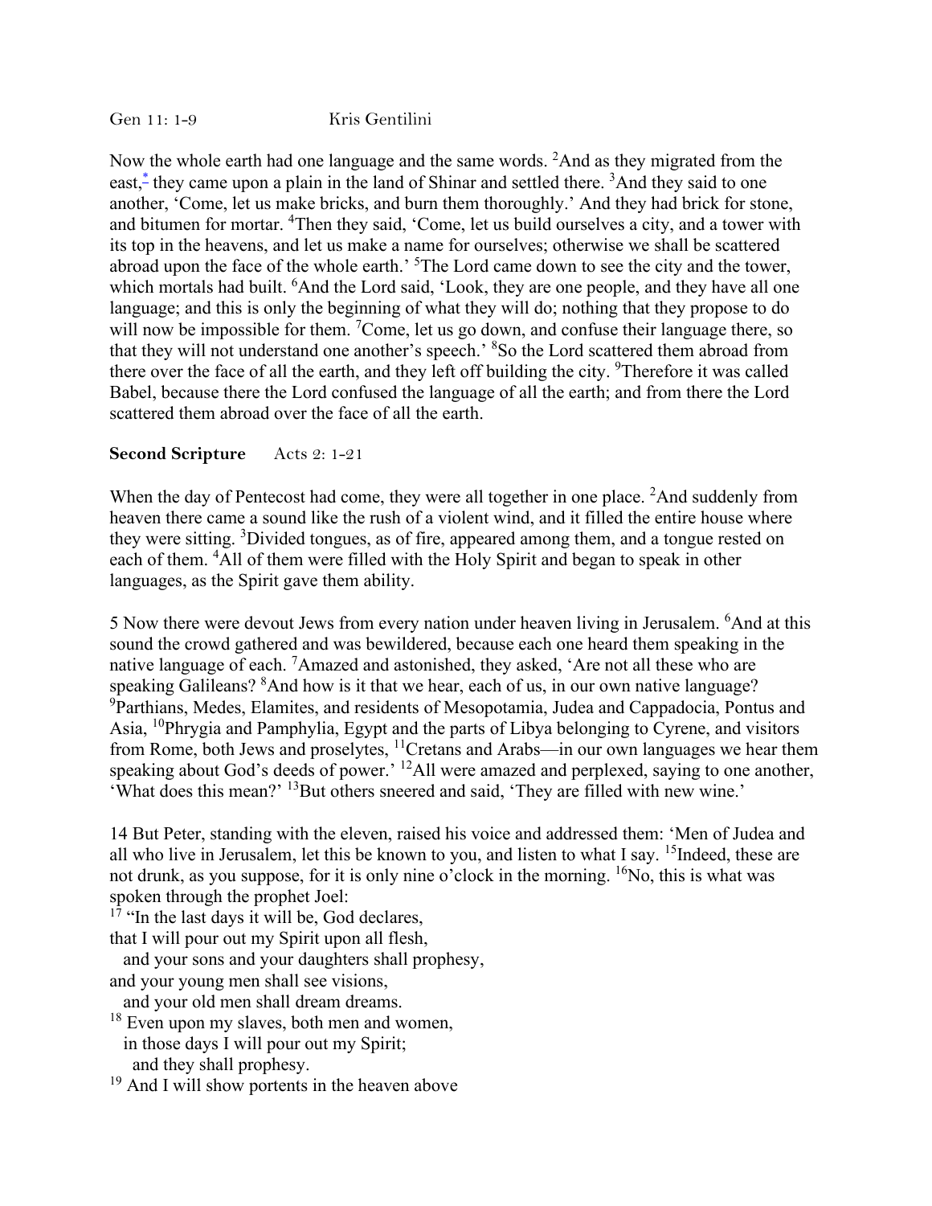Gen 11: 1-9 Kris Gentilini

Now the whole earth had one language and the same words. [2]And as they migrated from the east,[*] they came upon a plain in the land of Shinar and settled there. [3]And they said to one another, 'Come, let us make bricks, and burn them thoroughly.' And they had brick for stone, and bitumen for mortar. [4]Then they said, 'Come, let us build ourselves a city, and a tower with its top in the heavens, and let us make a name for ourselves; otherwise we shall be scattered abroad upon the face of the whole earth.' [5]The Lord came down to see the city and the tower, which mortals had built. [6]And the Lord said, 'Look, they are one people, and they have all one language; and this is only the beginning of what they will do; nothing that they propose to do will now be impossible for them. [7]Come, let us go down, and confuse their language there, so that they will not understand one another's speech.' [8]So the Lord scattered them abroad from there over the face of all the earth, and they left off building the city. [9]Therefore it was called Babel, because there the Lord confused the language of all the earth; and from there the Lord scattered them abroad over the face of all the earth.

**Second Scripture** Acts 2: 1-21

When the day of Pentecost had come, they were all together in one place. [2]And suddenly from heaven there came a sound like the rush of a violent wind, and it filled the entire house where they were sitting. [3]Divided tongues, as of fire, appeared among them, and a tongue rested on each of them. [4]All of them were filled with the Holy Spirit and began to speak in other languages, as the Spirit gave them ability.

5 Now there were devout Jews from every nation under heaven living in Jerusalem. [6]And at this sound the crowd gathered and was bewildered, because each one heard them speaking in the native language of each. [7]Amazed and astonished, they asked, 'Are not all these who are speaking Galileans? [8]And how is it that we hear, each of us, in our own native language? [9]Parthians, Medes, Elamites, and residents of Mesopotamia, Judea and Cappadocia, Pontus and Asia, [10]Phrygia and Pamphylia, Egypt and the parts of Libya belonging to Cyrene, and visitors from Rome, both Jews and proselytes, [11]Cretans and Arabs—in our own languages we hear them speaking about God's deeds of power.' [12]All were amazed and perplexed, saying to one another, 'What does this mean?' [13]But others sneered and said, 'They are filled with new wine.'

14 But Peter, standing with the eleven, raised his voice and addressed them: 'Men of Judea and all who live in Jerusalem, let this be known to you, and listen to what I say. [15]Indeed, these are not drunk, as you suppose, for it is only nine o'clock in the morning. [16]No, this is what was spoken through the prophet Joel:

[17] "In the last days it will be, God declares,
that I will pour out my Spirit upon all flesh,
  and your sons and your daughters shall prophesy,
and your young men shall see visions,
  and your old men shall dream dreams.
[18] Even upon my slaves, both men and women,
  in those days I will pour out my Spirit;
    and they shall prophesy.
[19] And I will show portents in the heaven above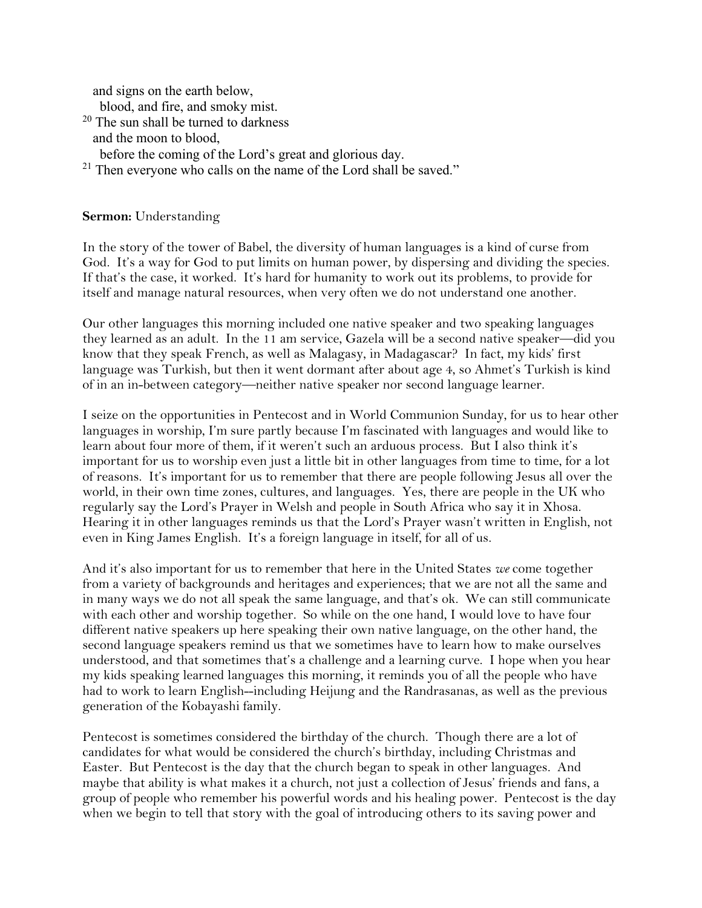and signs on the earth below,
   blood, and fire, and smoky mist.
[20] The sun shall be turned to darkness
   and the moon to blood,
   before the coming of the Lord's great and glorious day.
[21] Then everyone who calls on the name of the Lord shall be saved."

**Sermon:** Understanding

In the story of the tower of Babel, the diversity of human languages is a kind of curse from God. It's a way for God to put limits on human power, by dispersing and dividing the species. If that's the case, it worked. It's hard for humanity to work out its problems, to provide for itself and manage natural resources, when very often we do not understand one another.

Our other languages this morning included one native speaker and two speaking languages they learned as an adult. In the 11 am service, Gazela will be a second native speaker—did you know that they speak French, as well as Malagasy, in Madagascar? In fact, my kids' first language was Turkish, but then it went dormant after about age 4, so Ahmet's Turkish is kind of in an in-between category—neither native speaker nor second language learner.

I seize on the opportunities in Pentecost and in World Communion Sunday, for us to hear other languages in worship, I'm sure partly because I'm fascinated with languages and would like to learn about four more of them, if it weren't such an arduous process. But I also think it's important for us to worship even just a little bit in other languages from time to time, for a lot of reasons. It's important for us to remember that there are people following Jesus all over the world, in their own time zones, cultures, and languages. Yes, there are people in the UK who regularly say the Lord's Prayer in Welsh and people in South Africa who say it in Xhosa. Hearing it in other languages reminds us that the Lord's Prayer wasn't written in English, not even in King James English. It's a foreign language in itself, for all of us.

And it's also important for us to remember that here in the United States *we* come together from a variety of backgrounds and heritages and experiences; that we are not all the same and in many ways we do not all speak the same language, and that's ok. We can still communicate with each other and worship together. So while on the one hand, I would love to have four different native speakers up here speaking their own native language, on the other hand, the second language speakers remind us that we sometimes have to learn how to make ourselves understood, and that sometimes that's a challenge and a learning curve. I hope when you hear my kids speaking learned languages this morning, it reminds you of all the people who have had to work to learn English--including Heijung and the Randrasanas, as well as the previous generation of the Kobayashi family.

Pentecost is sometimes considered the birthday of the church. Though there are a lot of candidates for what would be considered the church's birthday, including Christmas and Easter. But Pentecost is the day that the church began to speak in other languages. And maybe that ability is what makes it a church, not just a collection of Jesus' friends and fans, a group of people who remember his powerful words and his healing power. Pentecost is the day when we begin to tell that story with the goal of introducing others to its saving power and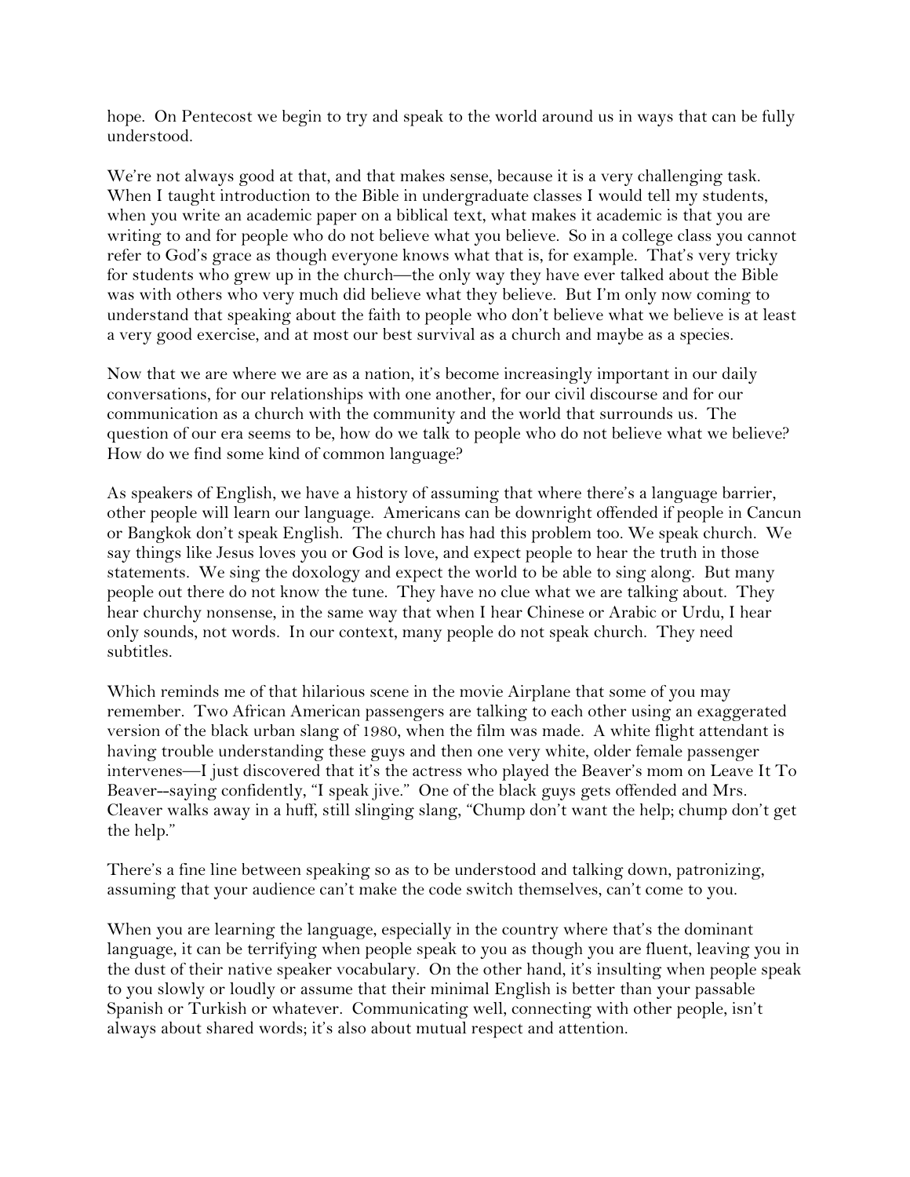hope. On Pentecost we begin to try and speak to the world around us in ways that can be fully understood.

We're not always good at that, and that makes sense, because it is a very challenging task. When I taught introduction to the Bible in undergraduate classes I would tell my students, when you write an academic paper on a biblical text, what makes it academic is that you are writing to and for people who do not believe what you believe. So in a college class you cannot refer to God's grace as though everyone knows what that is, for example. That's very tricky for students who grew up in the church—the only way they have ever talked about the Bible was with others who very much did believe what they believe. But I'm only now coming to understand that speaking about the faith to people who don't believe what we believe is at least a very good exercise, and at most our best survival as a church and maybe as a species.

Now that we are where we are as a nation, it's become increasingly important in our daily conversations, for our relationships with one another, for our civil discourse and for our communication as a church with the community and the world that surrounds us. The question of our era seems to be, how do we talk to people who do not believe what we believe? How do we find some kind of common language?

As speakers of English, we have a history of assuming that where there's a language barrier, other people will learn our language. Americans can be downright offended if people in Cancun or Bangkok don't speak English. The church has had this problem too. We speak church. We say things like Jesus loves you or God is love, and expect people to hear the truth in those statements. We sing the doxology and expect the world to be able to sing along. But many people out there do not know the tune. They have no clue what we are talking about. They hear churchy nonsense, in the same way that when I hear Chinese or Arabic or Urdu, I hear only sounds, not words. In our context, many people do not speak church. They need subtitles.

Which reminds me of that hilarious scene in the movie Airplane that some of you may remember. Two African American passengers are talking to each other using an exaggerated version of the black urban slang of 1980, when the film was made. A white flight attendant is having trouble understanding these guys and then one very white, older female passenger intervenes—I just discovered that it's the actress who played the Beaver's mom on Leave It To Beaver--saying confidently, "I speak jive." One of the black guys gets offended and Mrs. Cleaver walks away in a huff, still slinging slang, "Chump don't want the help; chump don't get the help."

There's a fine line between speaking so as to be understood and talking down, patronizing, assuming that your audience can't make the code switch themselves, can't come to you.

When you are learning the language, especially in the country where that's the dominant language, it can be terrifying when people speak to you as though you are fluent, leaving you in the dust of their native speaker vocabulary. On the other hand, it's insulting when people speak to you slowly or loudly or assume that their minimal English is better than your passable Spanish or Turkish or whatever. Communicating well, connecting with other people, isn't always about shared words; it's also about mutual respect and attention.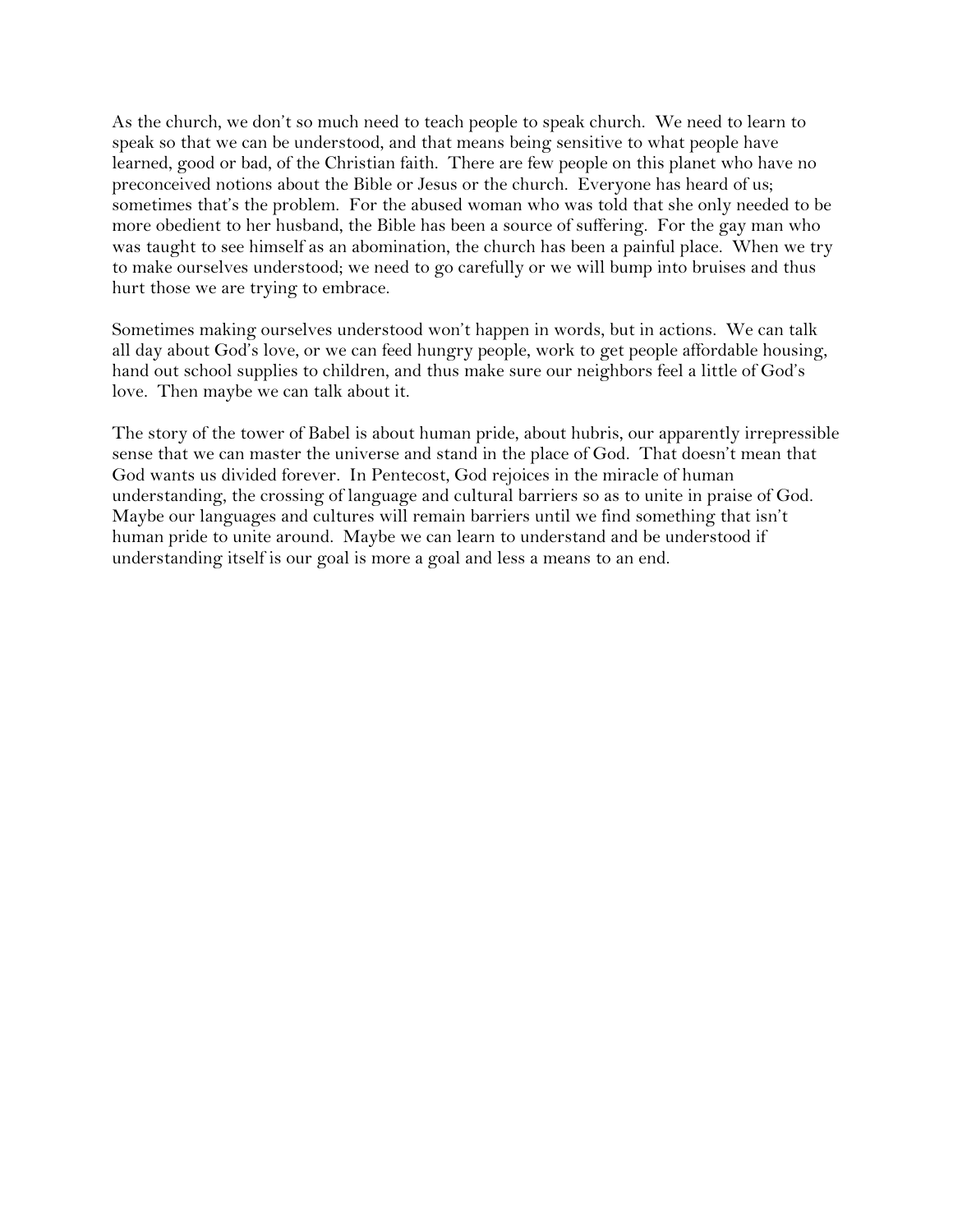As the church, we don't so much need to teach people to speak church. We need to learn to speak so that we can be understood, and that means being sensitive to what people have learned, good or bad, of the Christian faith. There are few people on this planet who have no preconceived notions about the Bible or Jesus or the church. Everyone has heard of us; sometimes that's the problem. For the abused woman who was told that she only needed to be more obedient to her husband, the Bible has been a source of suffering. For the gay man who was taught to see himself as an abomination, the church has been a painful place. When we try to make ourselves understood; we need to go carefully or we will bump into bruises and thus hurt those we are trying to embrace.

Sometimes making ourselves understood won't happen in words, but in actions. We can talk all day about God's love, or we can feed hungry people, work to get people affordable housing, hand out school supplies to children, and thus make sure our neighbors feel a little of God's love. Then maybe we can talk about it.

The story of the tower of Babel is about human pride, about hubris, our apparently irrepressible sense that we can master the universe and stand in the place of God. That doesn't mean that God wants us divided forever. In Pentecost, God rejoices in the miracle of human understanding, the crossing of language and cultural barriers so as to unite in praise of God. Maybe our languages and cultures will remain barriers until we find something that isn't human pride to unite around. Maybe we can learn to understand and be understood if understanding itself is our goal is more a goal and less a means to an end.